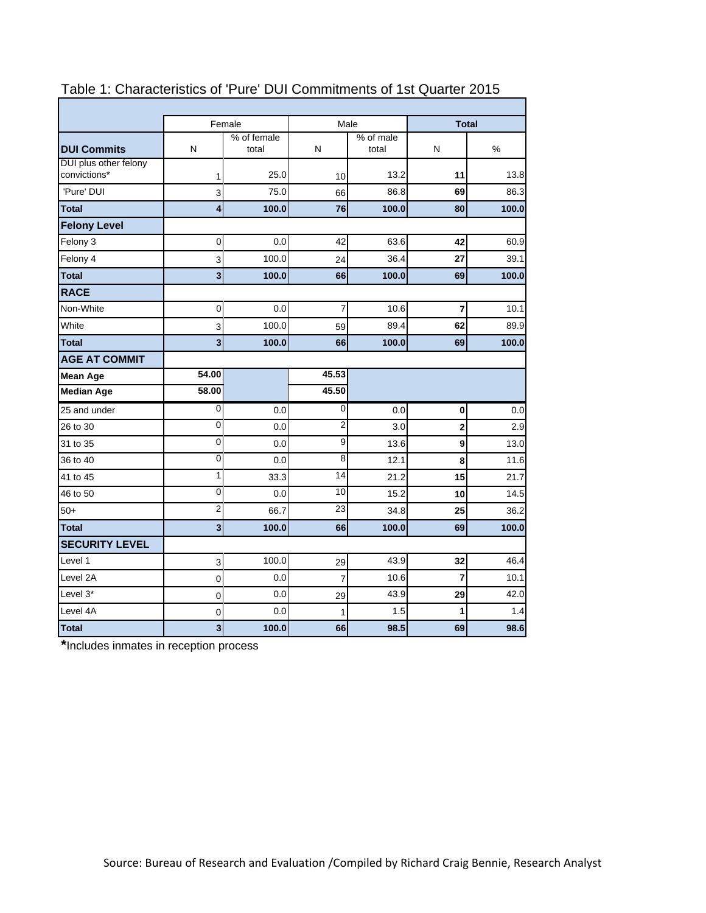# Table 1: Characteristics of 'Pure' DUI Commitments of 1st Quarter 2015

| | Female | | Male | | Total | |
|---|---|---|---|---|---|---|
| **DUI Commits** | N | % of female total | N | % of male total | N | % |
| DUI plus other felony convictions* | 1 | 25.0 | 10 | 13.2 | **11** | 13.8 |
| 'Pure' DUI | 3 | 75.0 | 66 | 86.8 | **69** | 86.3 |
| **Total** | **4** | **100.0** | **76** | **100.0** | **80** | **100.0** |
| **Felony Level** | | | | | | |
| Felony 3 | 0 | 0.0 | 42 | 63.6 | **42** | 60.9 |
| Felony 4 | 3 | 100.0 | 24 | 36.4 | **27** | 39.1 |
| **Total** | **3** | **100.0** | **66** | **100.0** | **69** | **100.0** |
| **RACE** | | | | | | |
| Non-White | 0 | 0.0 | 7 | 10.6 | **7** | 10.1 |
| White | 3 | 100.0 | 59 | 89.4 | **62** | 89.9 |
| **Total** | **3** | **100.0** | **66** | **100.0** | **69** | **100.0** |
| **AGE AT COMMIT** | | | | | | |
| **Mean Age** | **54.00** | | **45.53** | | | |
| **Median Age** | **58.00** | | **45.50** | | | |
| 25 and under | 0 | 0.0 | 0 | 0.0 | **0** | 0.0 |
| 26 to 30 | 0 | 0.0 | 2 | 3.0 | **2** | 2.9 |
| 31 to 35 | 0 | 0.0 | 9 | 13.6 | **9** | 13.0 |
| 36 to 40 | 0 | 0.0 | 8 | 12.1 | **8** | 11.6 |
| 41 to 45 | 1 | 33.3 | 14 | 21.2 | **15** | 21.7 |
| 46 to 50 | 0 | 0.0 | 10 | 15.2 | **10** | 14.5 |
| 50+ | 2 | 66.7 | 23 | 34.8 | **25** | 36.2 |
| **Total** | **3** | **100.0** | **66** | **100.0** | **69** | **100.0** |
| **SECURITY LEVEL** | | | | | | |
| Level 1 | 3 | 100.0 | 29 | 43.9 | **32** | 46.4 |
| Level 2A | 0 | 0.0 | 7 | 10.6 | **7** | 10.1 |
| Level 3* | 0 | 0.0 | 29 | 43.9 | **29** | 42.0 |
| Level 4A | 0 | 0.0 | 1 | 1.5 | **1** | 1.4 |
| **Total** | **3** | **100.0** | **66** | **98.5** | **69** | **98.6** |

*Includes inmates in reception process

Source: Bureau of Research and Evaluation /Compiled by Richard Craig Bennie, Research Analyst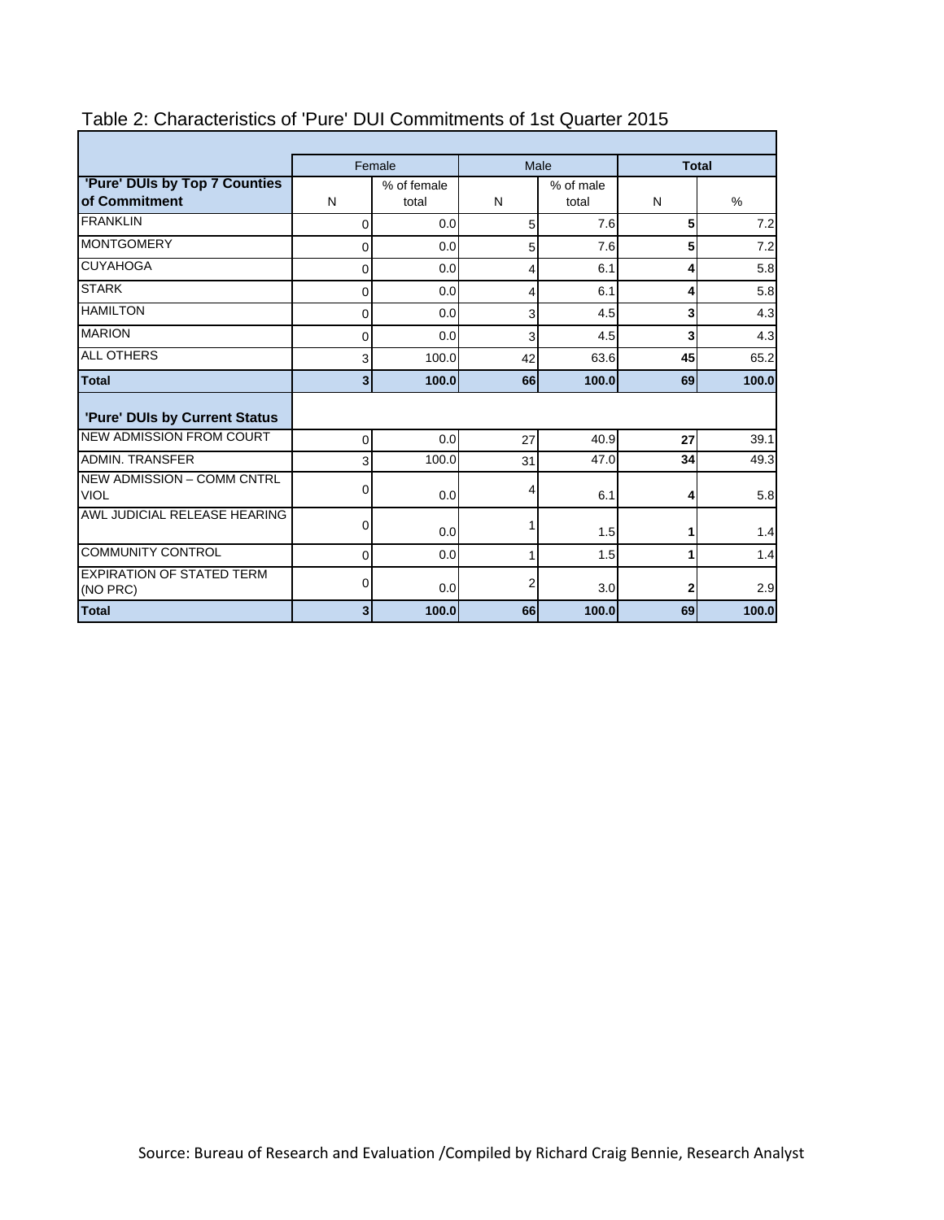Table 2: Characteristics of 'Pure' DUI Commitments of 1st Quarter 2015

| | Female | | Male | | Total | |
|---|---|---|---|---|---|---|
| **'Pure' DUIs by Top 7 Counties of Commitment** | N | % of female total | N | % of male total | N | % |
| FRANKLIN | 0 | 0.0 | 5 | 7.6 | **5** | 7.2 |
| MONTGOMERY | 0 | 0.0 | 5 | 7.6 | **5** | 7.2 |
| CUYAHOGA | 0 | 0.0 | 4 | 6.1 | **4** | 5.8 |
| STARK | 0 | 0.0 | 4 | 6.1 | **4** | 5.8 |
| HAMILTON | 0 | 0.0 | 3 | 4.5 | **3** | 4.3 |
| MARION | 0 | 0.0 | 3 | 4.5 | **3** | 4.3 |
| ALL OTHERS | 3 | 100.0 | 42 | 63.6 | **45** | 65.2 |
| **Total** | **3** | **100.0** | **66** | **100.0** | **69** | **100.0** |
| **'Pure' DUIs by Current Status** | | | | | | |
| NEW ADMISSION FROM COURT | 0 | 0.0 | 27 | 40.9 | **27** | 39.1 |
| ADMIN. TRANSFER | 3 | 100.0 | 31 | 47.0 | **34** | 49.3 |
| NEW ADMISSION – COMM CNTRL VIOL | 0 | 0.0 | 4 | 6.1 | **4** | 5.8 |
| AWL JUDICIAL RELEASE HEARING | 0 | 0.0 | 1 | 1.5 | **1** | 1.4 |
| COMMUNITY CONTROL | 0 | 0.0 | 1 | 1.5 | **1** | 1.4 |
| EXPIRATION OF STATED TERM (NO PRC) | 0 | 0.0 | 2 | 3.0 | **2** | 2.9 |
| **Total** | **3** | **100.0** | **66** | **100.0** | **69** | **100.0** |

Source: Bureau of Research and Evaluation /Compiled by Richard Craig Bennie, Research Analyst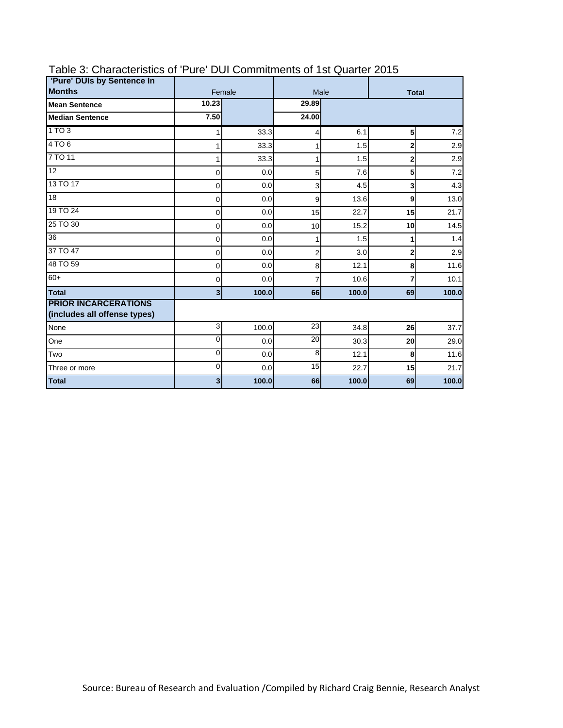Table 3: Characteristics of 'Pure' DUI Commitments of 1st Quarter 2015

| 'Pure' DUIs by Sentence In Months | Female | | Male | | Total | |
|---|---|---|---|---|---|---|
| Mean Sentence | 10.23 | | 29.89 | | | |
| Median Sentence | 7.50 | | 24.00 | | | |
| 1 TO 3 | 1 | 33.3 | 4 | 6.1 | **5** | 7.2 |
| 4 TO 6 | 1 | 33.3 | 1 | 1.5 | **2** | 2.9 |
| 7 TO 11 | 1 | 33.3 | 1 | 1.5 | **2** | 2.9 |
| 12 | 0 | 0.0 | 5 | 7.6 | **5** | 7.2 |
| 13 TO 17 | 0 | 0.0 | 3 | 4.5 | **3** | 4.3 |
| 18 | 0 | 0.0 | 9 | 13.6 | **9** | 13.0 |
| 19 TO 24 | 0 | 0.0 | 15 | 22.7 | **15** | 21.7 |
| 25 TO 30 | 0 | 0.0 | 10 | 15.2 | **10** | 14.5 |
| 36 | 0 | 0.0 | 1 | 1.5 | **1** | 1.4 |
| 37 TO 47 | 0 | 0.0 | 2 | 3.0 | **2** | 2.9 |
| 48 TO 59 | 0 | 0.0 | 8 | 12.1 | **8** | 11.6 |
| 60+ | 0 | 0.0 | 7 | 10.6 | **7** | 10.1 |
| **Total** | **3** | **100.0** | **66** | **100.0** | **69** | **100.0** |
| **PRIOR INCARCERATIONS (includes all offense types)** | | | | | | |
| None | 3 | 100.0 | 23 | 34.8 | **26** | 37.7 |
| One | 0 | 0.0 | 20 | 30.3 | **20** | 29.0 |
| Two | 0 | 0.0 | 8 | 12.1 | **8** | 11.6 |
| Three or more | 0 | 0.0 | 15 | 22.7 | **15** | 21.7 |
| **Total** | **3** | **100.0** | **66** | **100.0** | **69** | **100.0** |

Source: Bureau of Research and Evaluation /Compiled by Richard Craig Bennie, Research Analyst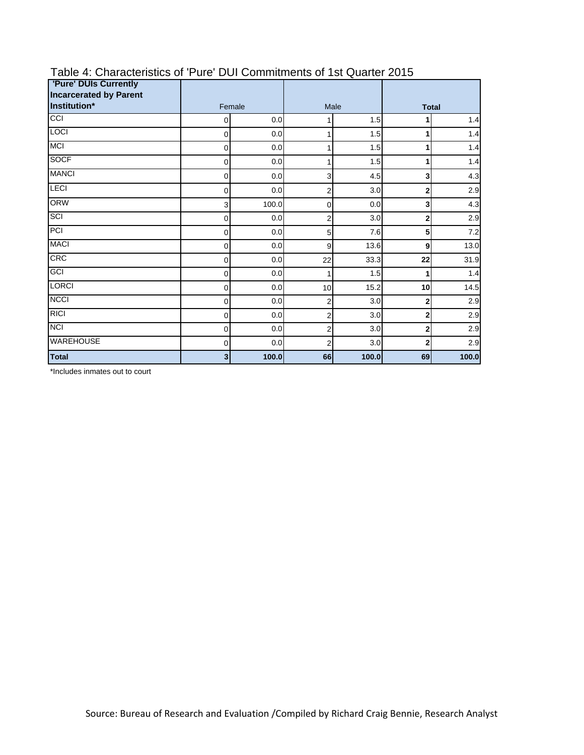Table 4: Characteristics of 'Pure' DUI Commitments of 1st Quarter 2015

| 'Pure' DUIs Currently Incarcerated by Parent Institution* | Female | | Male | | **Total** | |
|---|---|---|---|---|---|---|
| CCI | 0 | 0.0 | 1 | 1.5 | **1** | 1.4 |
| LOCI | 0 | 0.0 | 1 | 1.5 | **1** | 1.4 |
| MCI | 0 | 0.0 | 1 | 1.5 | **1** | 1.4 |
| SOCF | 0 | 0.0 | 1 | 1.5 | **1** | 1.4 |
| MANCI | 0 | 0.0 | 3 | 4.5 | **3** | 4.3 |
| LECI | 0 | 0.0 | 2 | 3.0 | **2** | 2.9 |
| ORW | 3 | 100.0 | 0 | 0.0 | **3** | 4.3 |
| SCI | 0 | 0.0 | 2 | 3.0 | **2** | 2.9 |
| PCI | 0 | 0.0 | 5 | 7.6 | **5** | 7.2 |
| MACI | 0 | 0.0 | 9 | 13.6 | **9** | 13.0 |
| CRC | 0 | 0.0 | 22 | 33.3 | **22** | 31.9 |
| GCI | 0 | 0.0 | 1 | 1.5 | **1** | 1.4 |
| LORCI | 0 | 0.0 | 10 | 15.2 | **10** | 14.5 |
| NCCI | 0 | 0.0 | 2 | 3.0 | **2** | 2.9 |
| RICI | 0 | 0.0 | 2 | 3.0 | **2** | 2.9 |
| NCI | 0 | 0.0 | 2 | 3.0 | **2** | 2.9 |
| WAREHOUSE | 0 | 0.0 | 2 | 3.0 | **2** | 2.9 |
| **Total** | **3** | **100.0** | **66** | **100.0** | **69** | **100.0** |

*Includes inmates out to court

Source: Bureau of Research and Evaluation /Compiled by Richard Craig Bennie, Research Analyst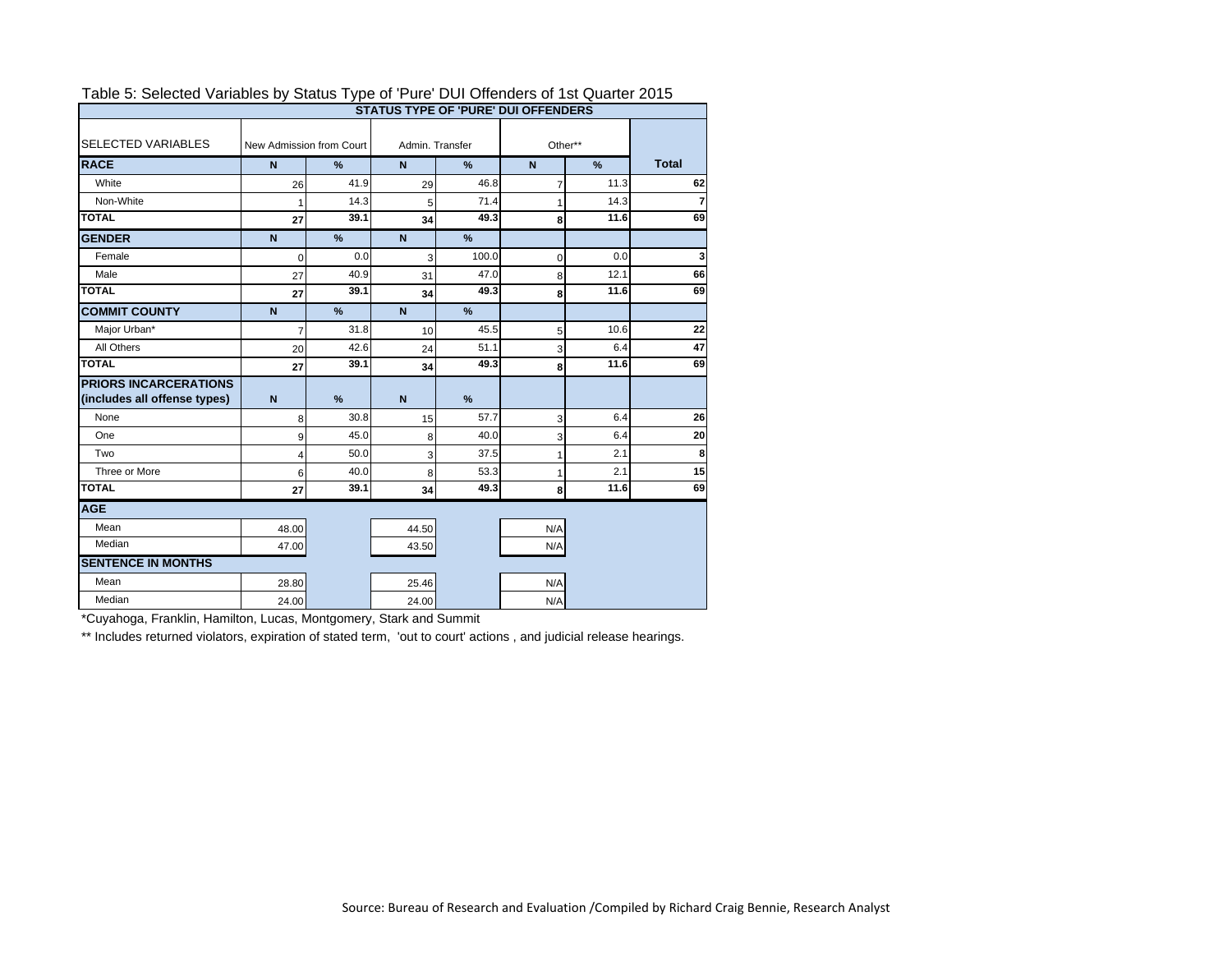Table 5: Selected Variables by Status Type of 'Pure' DUI Offenders of 1st Quarter 2015

| SELECTED VARIABLES | STATUS TYPE OF 'PURE' DUI OFFENDERS | | | | | | |
|---|---|---|---|---|---|---|---|
| | New Admission from Court | | Admin. Transfer | | Other** | | |
| **RACE** | **N** | **%** | **N** | **%** | **N** | **%** | **Total** |
| White | 26 | 41.9 | 29 | 46.8 | 7 | 11.3 | **62** |
| Non-White | 1 | 14.3 | 5 | 71.4 | 1 | 14.3 | **7** |
| **TOTAL** | **27** | **39.1** | **34** | **49.3** | **8** | **11.6** | **69** |
| **GENDER** | **N** | **%** | **N** | **%** | | | |
| Female | 0 | 0.0 | 3 | 100.0 | 0 | 0.0 | **3** |
| Male | 27 | 40.9 | 31 | 47.0 | 8 | 12.1 | **66** |
| **TOTAL** | **27** | **39.1** | **34** | **49.3** | **8** | **11.6** | **69** |
| **COMMIT COUNTY** | **N** | **%** | **N** | **%** | | | |
| Major Urban* | 7 | 31.8 | 10 | 45.5 | 5 | 10.6 | **22** |
| All Others | 20 | 42.6 | 24 | 51.1 | 3 | 6.4 | **47** |
| **TOTAL** | **27** | **39.1** | **34** | **49.3** | **8** | **11.6** | **69** |
| **PRIORS INCARCERATIONS (includes all offense types)** | **N** | **%** | **N** | **%** | | | |
| None | 8 | 30.8 | 15 | 57.7 | 3 | 6.4 | **26** |
| One | 9 | 45.0 | 8 | 40.0 | 3 | 6.4 | **20** |
| Two | 4 | 50.0 | 3 | 37.5 | 1 | 2.1 | **8** |
| Three or More | 6 | 40.0 | 8 | 53.3 | 1 | 2.1 | **15** |
| **TOTAL** | **27** | **39.1** | **34** | **49.3** | **8** | **11.6** | **69** |
| **AGE** | | | | | | | |
| Mean | 48.00 | | 44.50 | | N/A | | |
| Median | 47.00 | | 43.50 | | N/A | | |
| **SENTENCE IN MONTHS** | | | | | | | |
| Mean | 28.80 | | 25.46 | | N/A | | |
| Median | 24.00 | | 24.00 | | N/A | | |

*Cuyahoga, Franklin, Hamilton, Lucas, Montgomery, Stark and Summit

** Includes returned violators, expiration of stated term, 'out to court' actions , and judicial release hearings.

Source: Bureau of Research and Evaluation /Compiled by Richard Craig Bennie, Research Analyst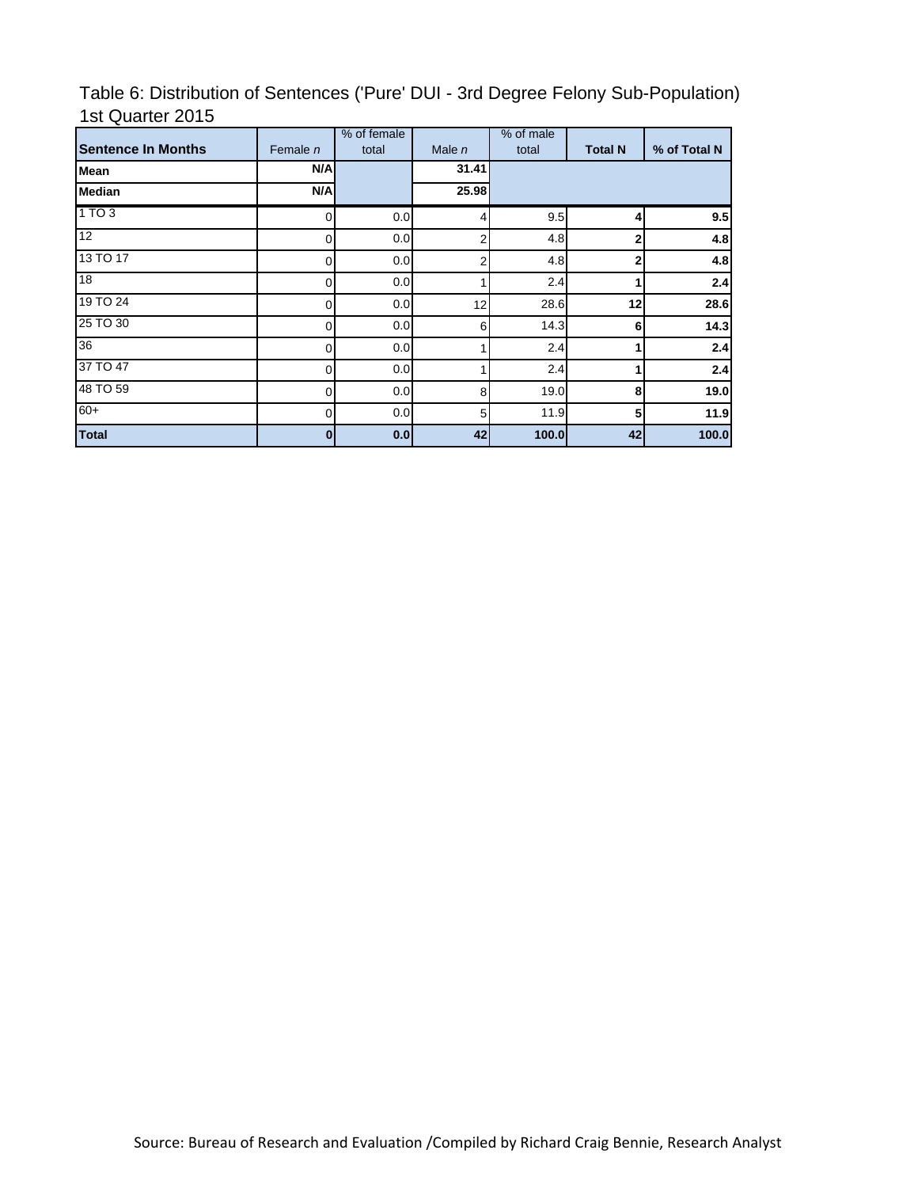# Table 6: Distribution of Sentences ('Pure' DUI - 3rd Degree Felony Sub-Population) 1st Quarter 2015

| Sentence In Months | Female *n* | % of female total | Male *n* | % of male total | Total N | % of Total N |
|---|---|---|---|---|---|---|
| **Mean** | **N/A** | | **31.41** | | | |
| **Median** | **N/A** | | **25.98** | | | |
| 1 TO 3 | 0 | 0.0 | 4 | 9.5 | **4** | **9.5** |
| 12 | 0 | 0.0 | 2 | 4.8 | **2** | **4.8** |
| 13 TO 17 | 0 | 0.0 | 2 | 4.8 | **2** | **4.8** |
| 18 | 0 | 0.0 | 1 | 2.4 | **1** | **2.4** |
| 19 TO 24 | 0 | 0.0 | 12 | 28.6 | **12** | **28.6** |
| 25 TO 30 | 0 | 0.0 | 6 | 14.3 | **6** | **14.3** |
| 36 | 0 | 0.0 | 1 | 2.4 | **1** | **2.4** |
| 37 TO 47 | 0 | 0.0 | 1 | 2.4 | **1** | **2.4** |
| 48 TO 59 | 0 | 0.0 | 8 | 19.0 | **8** | **19.0** |
| 60+ | 0 | 0.0 | 5 | 11.9 | **5** | **11.9** |
| **Total** | **0** | **0.0** | **42** | **100.0** | **42** | **100.0** |

Source: Bureau of Research and Evaluation /Compiled by Richard Craig Bennie, Research Analyst